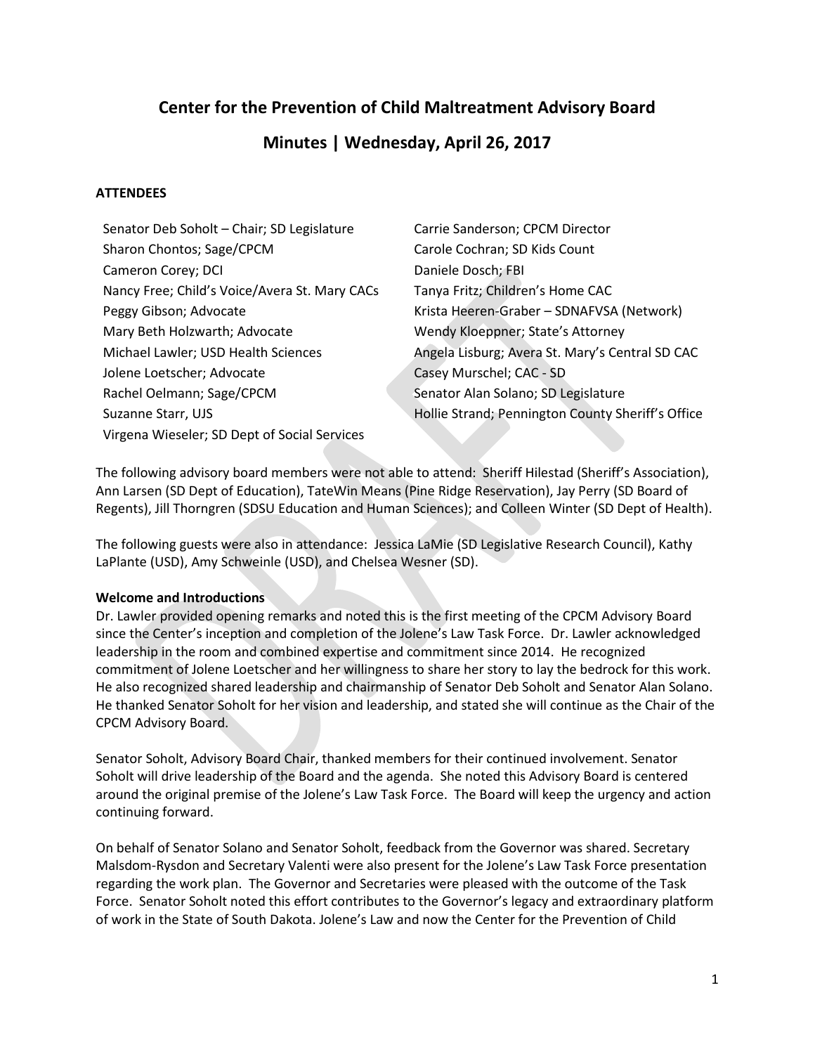# Center for the Prevention of Child Maltreatment Advisory Board

## Minutes | Wednesday, April 26, 2017

**ATTENDEES**

Senator Deb Soholt – Chair; SD Legislature
Sharon Chontos; Sage/CPCM
Cameron Corey; DCI
Nancy Free; Child's Voice/Avera St. Mary CACs
Peggy Gibson; Advocate
Mary Beth Holzwarth; Advocate
Michael Lawler; USD Health Sciences
Jolene Loetscher; Advocate
Rachel Oelmann; Sage/CPCM
Suzanne Starr, UJS
Virgena Wieseler; SD Dept of Social Services
Carrie Sanderson; CPCM Director
Carole Cochran; SD Kids Count
Daniele Dosch; FBI
Tanya Fritz; Children's Home CAC
Krista Heeren-Graber – SDNAFVSA (Network)
Wendy Kloeppner; State's Attorney
Angela Lisburg; Avera St. Mary's Central SD CAC
Casey Murschel; CAC - SD
Senator Alan Solano; SD Legislature
Hollie Strand; Pennington County Sheriff's Office

The following advisory board members were not able to attend: Sheriff Hilestad (Sheriff's Association), Ann Larsen (SD Dept of Education), TateWin Means (Pine Ridge Reservation), Jay Perry (SD Board of Regents), Jill Thorngren (SDSU Education and Human Sciences); and Colleen Winter (SD Dept of Health).

The following guests were also in attendance: Jessica LaMie (SD Legislative Research Council), Kathy LaPlante (USD), Amy Schweinle (USD), and Chelsea Wesner (SD).

**Welcome and Introductions**

Dr. Lawler provided opening remarks and noted this is the first meeting of the CPCM Advisory Board since the Center's inception and completion of the Jolene's Law Task Force. Dr. Lawler acknowledged leadership in the room and combined expertise and commitment since 2014. He recognized commitment of Jolene Loetscher and her willingness to share her story to lay the bedrock for this work. He also recognized shared leadership and chairmanship of Senator Deb Soholt and Senator Alan Solano. He thanked Senator Soholt for her vision and leadership, and stated she will continue as the Chair of the CPCM Advisory Board.

Senator Soholt, Advisory Board Chair, thanked members for their continued involvement. Senator Soholt will drive leadership of the Board and the agenda. She noted this Advisory Board is centered around the original premise of the Jolene's Law Task Force. The Board will keep the urgency and action continuing forward.

On behalf of Senator Solano and Senator Soholt, feedback from the Governor was shared. Secretary Malsdom-Rysdon and Secretary Valenti were also present for the Jolene's Law Task Force presentation regarding the work plan. The Governor and Secretaries were pleased with the outcome of the Task Force. Senator Soholt noted this effort contributes to the Governor's legacy and extraordinary platform of work in the State of South Dakota. Jolene's Law and now the Center for the Prevention of Child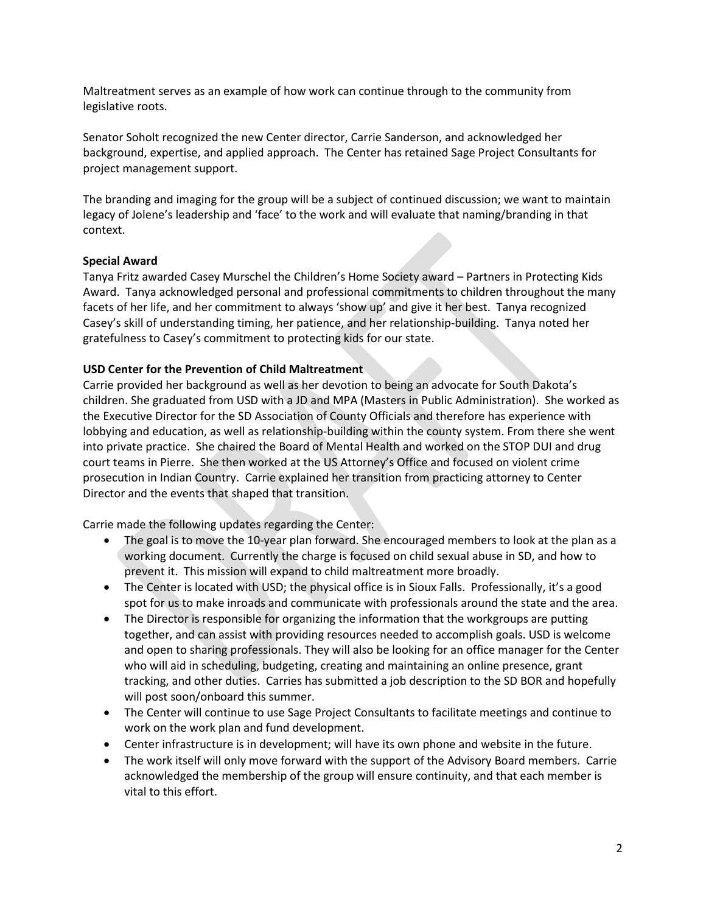Maltreatment serves as an example of how work can continue through to the community from legislative roots.

Senator Soholt recognized the new Center director, Carrie Sanderson, and acknowledged her background, expertise, and applied approach. The Center has retained Sage Project Consultants for project management support.

The branding and imaging for the group will be a subject of continued discussion; we want to maintain legacy of Jolene's leadership and 'face' to the work and will evaluate that naming/branding in that context.

**Special Award**

Tanya Fritz awarded Casey Murschel the Children's Home Society award – Partners in Protecting Kids Award. Tanya acknowledged personal and professional commitments to children throughout the many facets of her life, and her commitment to always 'show up' and give it her best. Tanya recognized Casey's skill of understanding timing, her patience, and her relationship-building. Tanya noted her gratefulness to Casey's commitment to protecting kids for our state.

**USD Center for the Prevention of Child Maltreatment**

Carrie provided her background as well as her devotion to being an advocate for South Dakota's children. She graduated from USD with a JD and MPA (Masters in Public Administration). She worked as the Executive Director for the SD Association of County Officials and therefore has experience with lobbying and education, as well as relationship-building within the county system. From there she went into private practice. She chaired the Board of Mental Health and worked on the STOP DUI and drug court teams in Pierre. She then worked at the US Attorney's Office and focused on violent crime prosecution in Indian Country. Carrie explained her transition from practicing attorney to Center Director and the events that shaped that transition.

Carrie made the following updates regarding the Center:

- The goal is to move the 10-year plan forward. She encouraged members to look at the plan as a working document. Currently the charge is focused on child sexual abuse in SD, and how to prevent it. This mission will expand to child maltreatment more broadly.
- The Center is located with USD; the physical office is in Sioux Falls. Professionally, it's a good spot for us to make inroads and communicate with professionals around the state and the area.
- The Director is responsible for organizing the information that the workgroups are putting together, and can assist with providing resources needed to accomplish goals. USD is welcome and open to sharing professionals. They will also be looking for an office manager for the Center who will aid in scheduling, budgeting, creating and maintaining an online presence, grant tracking, and other duties. Carries has submitted a job description to the SD BOR and hopefully will post soon/onboard this summer.
- The Center will continue to use Sage Project Consultants to facilitate meetings and continue to work on the work plan and fund development.
- Center infrastructure is in development; will have its own phone and website in the future.
- The work itself will only move forward with the support of the Advisory Board members. Carrie acknowledged the membership of the group will ensure continuity, and that each member is vital to this effort.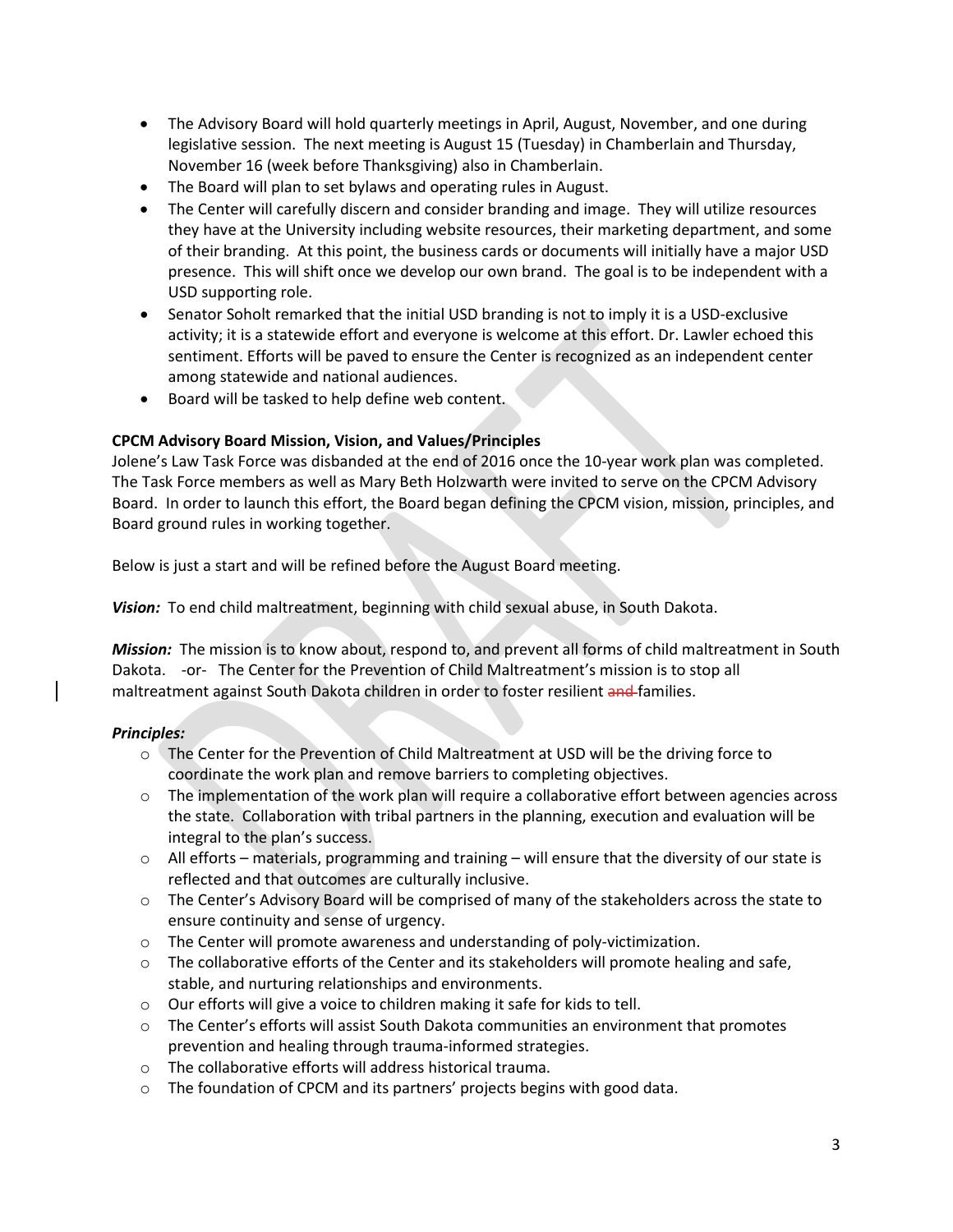- The Advisory Board will hold quarterly meetings in April, August, November, and one during legislative session. The next meeting is August 15 (Tuesday) in Chamberlain and Thursday, November 16 (week before Thanksgiving) also in Chamberlain.
- The Board will plan to set bylaws and operating rules in August.
- The Center will carefully discern and consider branding and image. They will utilize resources they have at the University including website resources, their marketing department, and some of their branding. At this point, the business cards or documents will initially have a major USD presence. This will shift once we develop our own brand. The goal is to be independent with a USD supporting role.
- Senator Soholt remarked that the initial USD branding is not to imply it is a USD-exclusive activity; it is a statewide effort and everyone is welcome at this effort. Dr. Lawler echoed this sentiment. Efforts will be paved to ensure the Center is recognized as an independent center among statewide and national audiences.
- Board will be tasked to help define web content.

**CPCM Advisory Board Mission, Vision, and Values/Principles**

Jolene's Law Task Force was disbanded at the end of 2016 once the 10-year work plan was completed. The Task Force members as well as Mary Beth Holzwarth were invited to serve on the CPCM Advisory Board. In order to launch this effort, the Board began defining the CPCM vision, mission, principles, and Board ground rules in working together.

Below is just a start and will be refined before the August Board meeting.

***Vision:*** To end child maltreatment, beginning with child sexual abuse, in South Dakota.

***Mission:*** The mission is to know about, respond to, and prevent all forms of child maltreatment in South Dakota. -or- The Center for the Prevention of Child Maltreatment's mission is to stop all maltreatment against South Dakota children in order to foster resilient ~~and~~ families.

***Principles:***

- The Center for the Prevention of Child Maltreatment at USD will be the driving force to coordinate the work plan and remove barriers to completing objectives.
- The implementation of the work plan will require a collaborative effort between agencies across the state. Collaboration with tribal partners in the planning, execution and evaluation will be integral to the plan's success.
- All efforts – materials, programming and training – will ensure that the diversity of our state is reflected and that outcomes are culturally inclusive.
- The Center's Advisory Board will be comprised of many of the stakeholders across the state to ensure continuity and sense of urgency.
- The Center will promote awareness and understanding of poly-victimization.
- The collaborative efforts of the Center and its stakeholders will promote healing and safe, stable, and nurturing relationships and environments.
- Our efforts will give a voice to children making it safe for kids to tell.
- The Center's efforts will assist South Dakota communities an environment that promotes prevention and healing through trauma-informed strategies.
- The collaborative efforts will address historical trauma.
- The foundation of CPCM and its partners' projects begins with good data.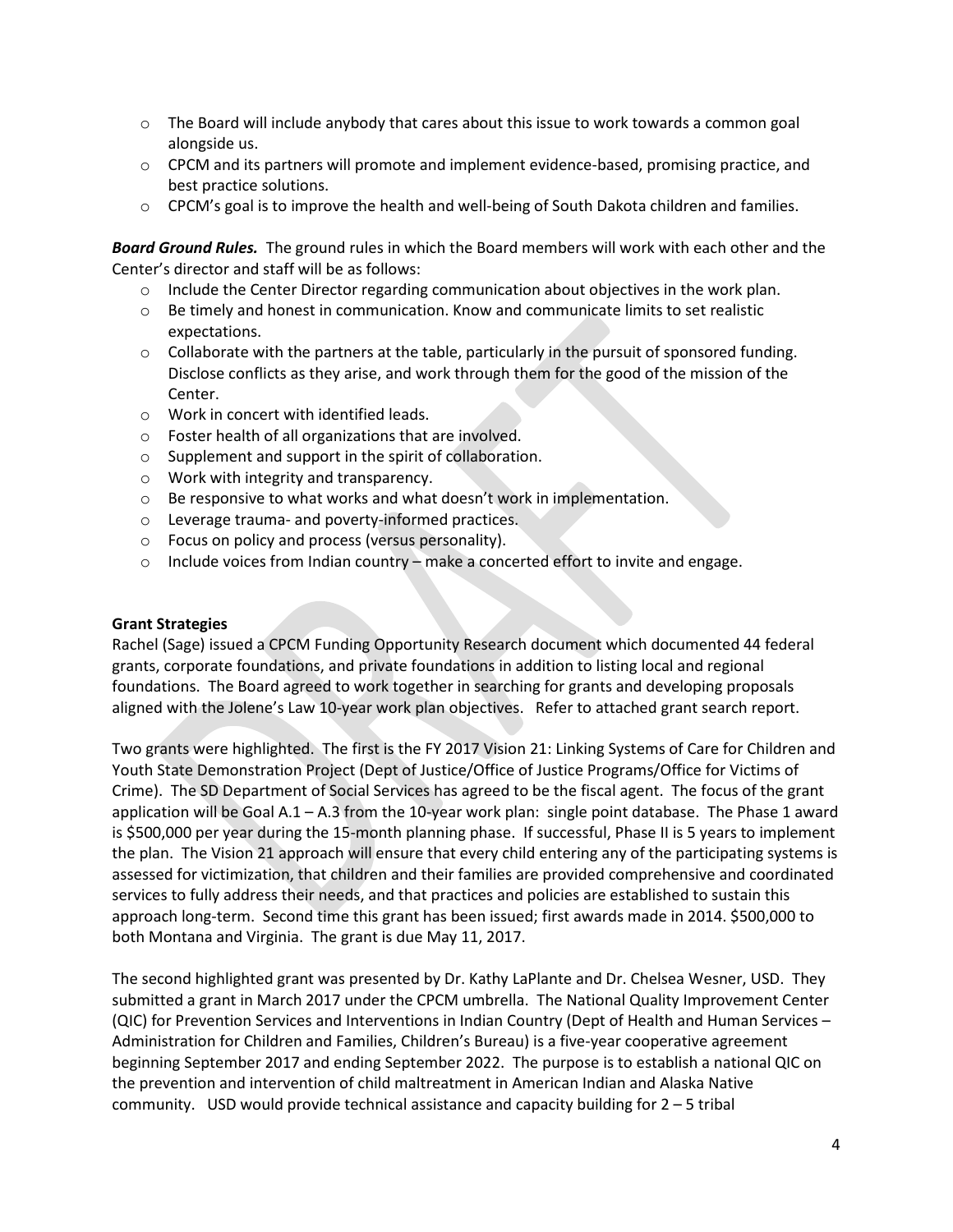- The Board will include anybody that cares about this issue to work towards a common goal alongside us.
- CPCM and its partners will promote and implement evidence-based, promising practice, and best practice solutions.
- CPCM's goal is to improve the health and well-being of South Dakota children and families.

***Board Ground Rules.*** The ground rules in which the Board members will work with each other and the Center's director and staff will be as follows:

- Include the Center Director regarding communication about objectives in the work plan.
- Be timely and honest in communication. Know and communicate limits to set realistic expectations.
- Collaborate with the partners at the table, particularly in the pursuit of sponsored funding. Disclose conflicts as they arise, and work through them for the good of the mission of the Center.
- Work in concert with identified leads.
- Foster health of all organizations that are involved.
- Supplement and support in the spirit of collaboration.
- Work with integrity and transparency.
- Be responsive to what works and what doesn't work in implementation.
- Leverage trauma- and poverty-informed practices.
- Focus on policy and process (versus personality).
- Include voices from Indian country – make a concerted effort to invite and engage.

**Grant Strategies**

Rachel (Sage) issued a CPCM Funding Opportunity Research document which documented 44 federal grants, corporate foundations, and private foundations in addition to listing local and regional foundations. The Board agreed to work together in searching for grants and developing proposals aligned with the Jolene's Law 10-year work plan objectives. Refer to attached grant search report.

Two grants were highlighted. The first is the FY 2017 Vision 21: Linking Systems of Care for Children and Youth State Demonstration Project (Dept of Justice/Office of Justice Programs/Office for Victims of Crime). The SD Department of Social Services has agreed to be the fiscal agent. The focus of the grant application will be Goal A.1 – A.3 from the 10-year work plan: single point database. The Phase 1 award is $500,000 per year during the 15-month planning phase. If successful, Phase II is 5 years to implement the plan. The Vision 21 approach will ensure that every child entering any of the participating systems is assessed for victimization, that children and their families are provided comprehensive and coordinated services to fully address their needs, and that practices and policies are established to sustain this approach long-term. Second time this grant has been issued; first awards made in 2014. $500,000 to both Montana and Virginia. The grant is due May 11, 2017.

The second highlighted grant was presented by Dr. Kathy LaPlante and Dr. Chelsea Wesner, USD. They submitted a grant in March 2017 under the CPCM umbrella. The National Quality Improvement Center (QIC) for Prevention Services and Interventions in Indian Country (Dept of Health and Human Services – Administration for Children and Families, Children's Bureau) is a five-year cooperative agreement beginning September 2017 and ending September 2022. The purpose is to establish a national QIC on the prevention and intervention of child maltreatment in American Indian and Alaska Native community. USD would provide technical assistance and capacity building for 2 – 5 tribal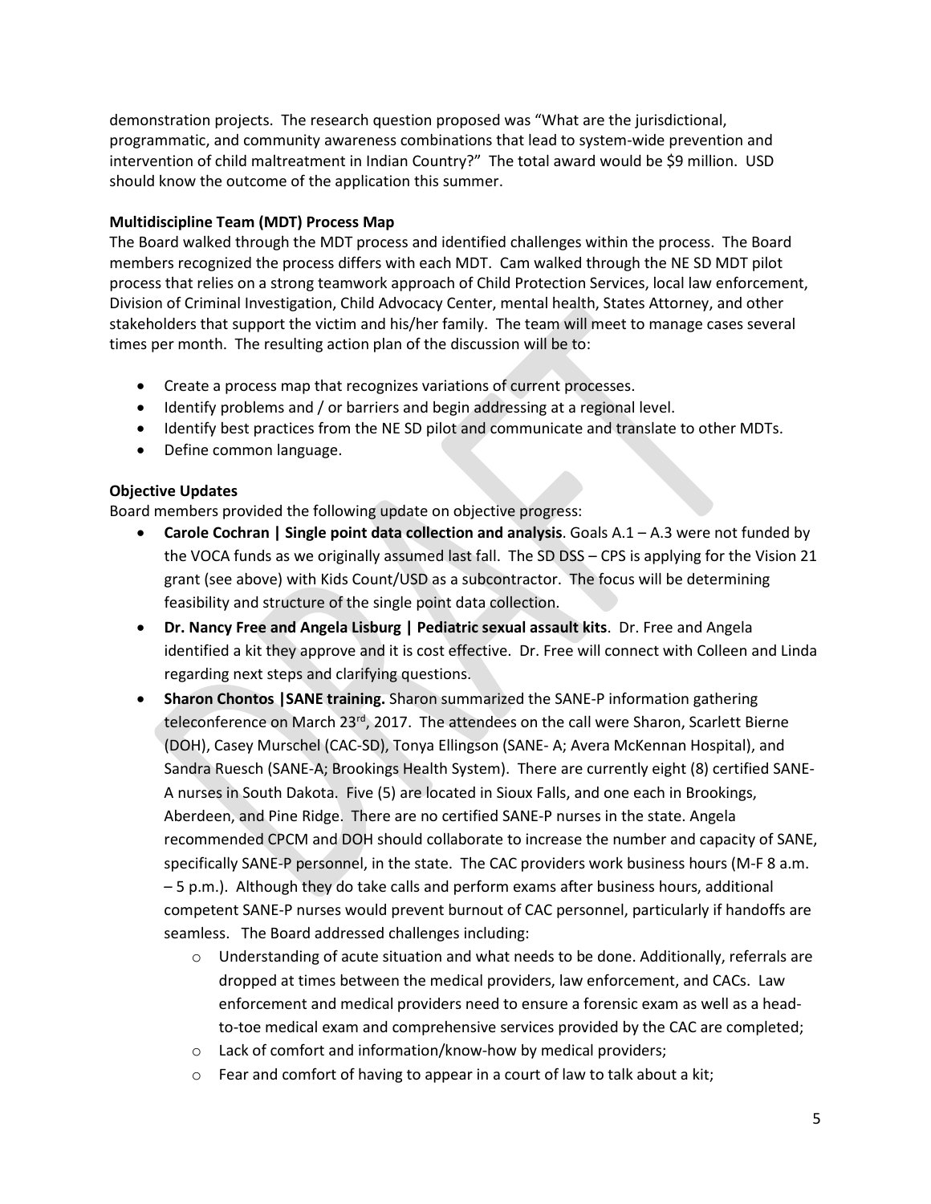demonstration projects. The research question proposed was "What are the jurisdictional, programmatic, and community awareness combinations that lead to system-wide prevention and intervention of child maltreatment in Indian Country?" The total award would be $9 million. USD should know the outcome of the application this summer.

**Multidiscipline Team (MDT) Process Map**

The Board walked through the MDT process and identified challenges within the process. The Board members recognized the process differs with each MDT. Cam walked through the NE SD MDT pilot process that relies on a strong teamwork approach of Child Protection Services, local law enforcement, Division of Criminal Investigation, Child Advocacy Center, mental health, States Attorney, and other stakeholders that support the victim and his/her family. The team will meet to manage cases several times per month. The resulting action plan of the discussion will be to:

- Create a process map that recognizes variations of current processes.
- Identify problems and / or barriers and begin addressing at a regional level.
- Identify best practices from the NE SD pilot and communicate and translate to other MDTs.
- Define common language.

**Objective Updates**

Board members provided the following update on objective progress:

- **Carole Cochran | Single point data collection and analysis**. Goals A.1 – A.3 were not funded by the VOCA funds as we originally assumed last fall. The SD DSS – CPS is applying for the Vision 21 grant (see above) with Kids Count/USD as a subcontractor. The focus will be determining feasibility and structure of the single point data collection.
- **Dr. Nancy Free and Angela Lisburg | Pediatric sexual assault kits**. Dr. Free and Angela identified a kit they approve and it is cost effective. Dr. Free will connect with Colleen and Linda regarding next steps and clarifying questions.
- **Sharon Chontos |SANE training.** Sharon summarized the SANE-P information gathering teleconference on March 23rd, 2017. The attendees on the call were Sharon, Scarlett Bierne (DOH), Casey Murschel (CAC-SD), Tonya Ellingson (SANE- A; Avera McKennan Hospital), and Sandra Ruesch (SANE-A; Brookings Health System). There are currently eight (8) certified SANE-A nurses in South Dakota. Five (5) are located in Sioux Falls, and one each in Brookings, Aberdeen, and Pine Ridge. There are no certified SANE-P nurses in the state. Angela recommended CPCM and DOH should collaborate to increase the number and capacity of SANE, specifically SANE-P personnel, in the state. The CAC providers work business hours (M-F 8 a.m. – 5 p.m.). Although they do take calls and perform exams after business hours, additional competent SANE-P nurses would prevent burnout of CAC personnel, particularly if handoffs are seamless. The Board addressed challenges including:
    - Understanding of acute situation and what needs to be done. Additionally, referrals are dropped at times between the medical providers, law enforcement, and CACs. Law enforcement and medical providers need to ensure a forensic exam as well as a head-to-toe medical exam and comprehensive services provided by the CAC are completed;
    - Lack of comfort and information/know-how by medical providers;
    - Fear and comfort of having to appear in a court of law to talk about a kit;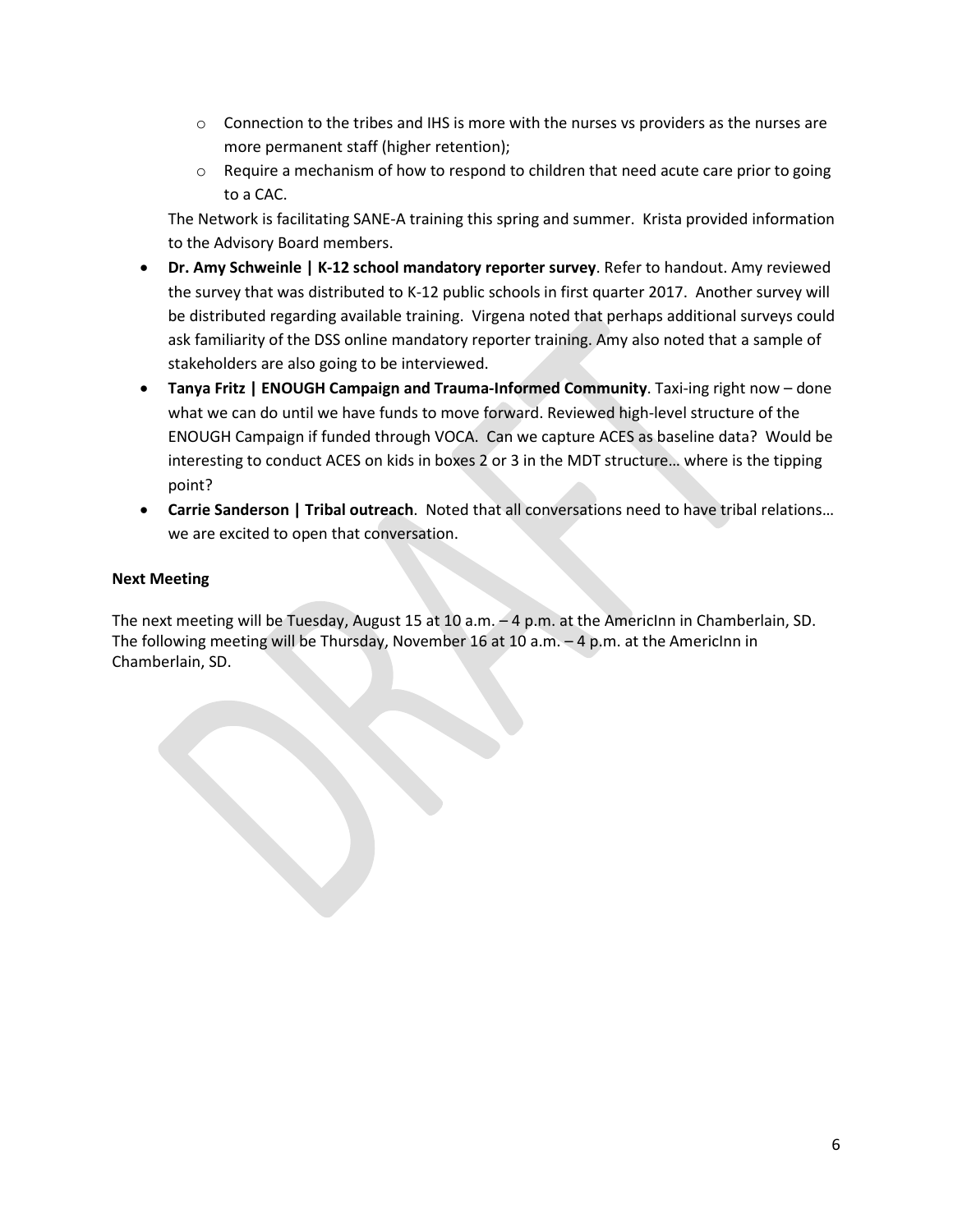- Connection to the tribes and IHS is more with the nurses vs providers as the nurses are more permanent staff (higher retention);
    - Require a mechanism of how to respond to children that need acute care prior to going to a CAC.

  The Network is facilitating SANE-A training this spring and summer. Krista provided information to the Advisory Board members.

- **Dr. Amy Schweinle | K-12 school mandatory reporter survey**. Refer to handout. Amy reviewed the survey that was distributed to K-12 public schools in first quarter 2017. Another survey will be distributed regarding available training. Virgena noted that perhaps additional surveys could ask familiarity of the DSS online mandatory reporter training. Amy also noted that a sample of stakeholders are also going to be interviewed.
- **Tanya Fritz | ENOUGH Campaign and Trauma-Informed Community**. Taxi-ing right now – done what we can do until we have funds to move forward. Reviewed high-level structure of the ENOUGH Campaign if funded through VOCA. Can we capture ACES as baseline data? Would be interesting to conduct ACES on kids in boxes 2 or 3 in the MDT structure… where is the tipping point?
- **Carrie Sanderson | Tribal outreach**. Noted that all conversations need to have tribal relations… we are excited to open that conversation.

**Next Meeting**

The next meeting will be Tuesday, August 15 at 10 a.m. – 4 p.m. at the AmericInn in Chamberlain, SD. The following meeting will be Thursday, November 16 at 10 a.m. – 4 p.m. at the AmericInn in Chamberlain, SD.